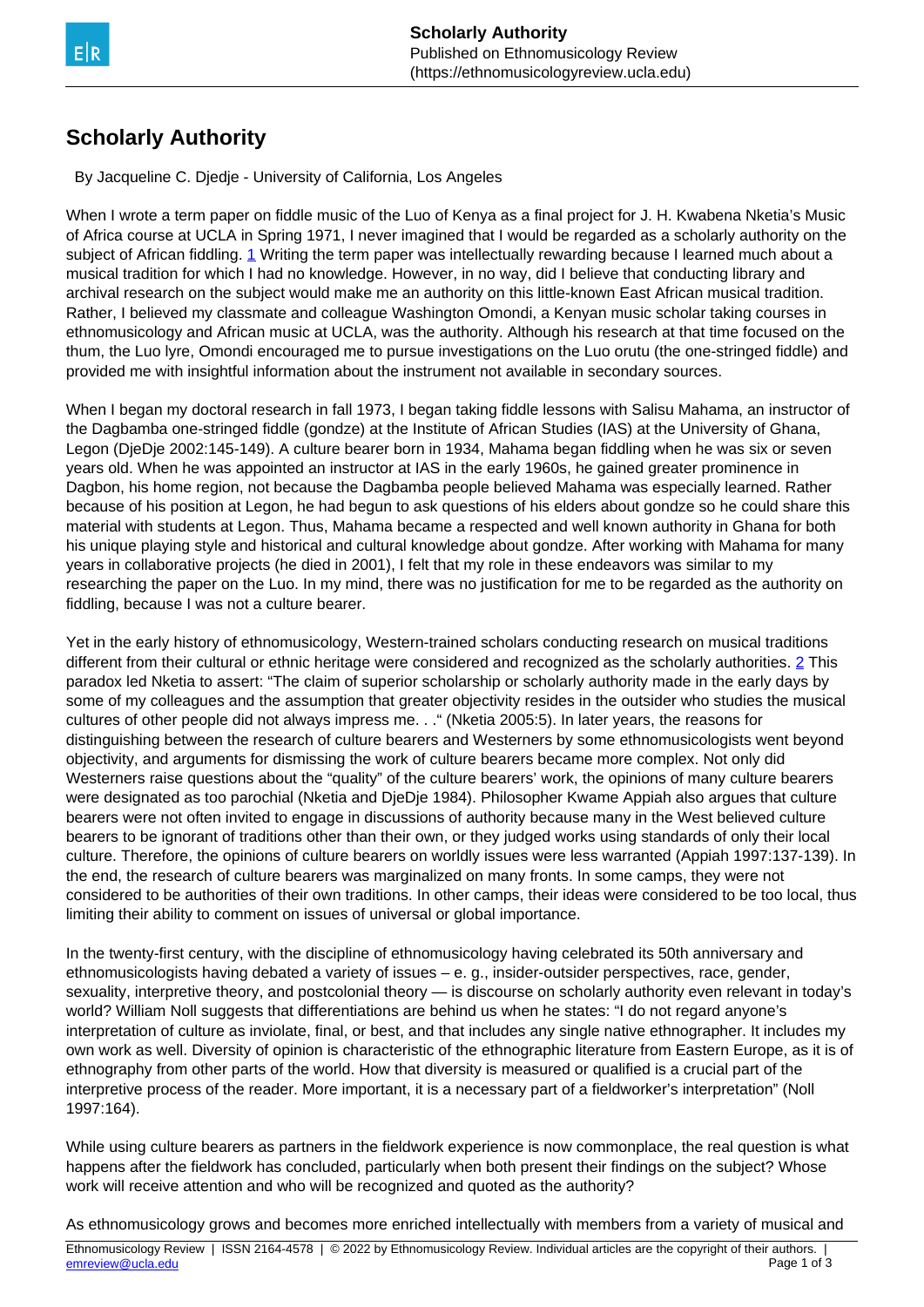# Scholarly Authority

By Jacqueline C. Djedje - University of California, Los Angeles

When I wrote a term paper on fiddle music of the Luo of Kenya as a final project for J. H. Kwabena Nketia's Music of Africa course at UCLA in Spring 1971, I never imagined that I would be regarded as a scholarly authority on the subject of African fiddling. [1] Writing the term paper was intellectually rewarding because I learned much about a musical tradition for which I had no knowledge. However, in no way, did I believe that conducting library and archival research on the subject would make me an authority on this little-known East African musical tradition. Rather, I believed my classmate and colleague Washington Omondi, a Kenyan music scholar taking courses in ethnomusicology and African music at UCLA, was the authority. Although his research at that time focused on the thum, the Luo lyre, Omondi encouraged me to pursue investigations on the Luo orutu (the one-stringed fiddle) and provided me with insightful information about the instrument not available in secondary sources.

When I began my doctoral research in fall 1973, I began taking fiddle lessons with Salisu Mahama, an instructor of the Dagbamba one-stringed fiddle (gondze) at the Institute of African Studies (IAS) at the University of Ghana, Legon (DjeDje 2002:145-149). A culture bearer born in 1934, Mahama began fiddling when he was six or seven years old. When he was appointed an instructor at IAS in the early 1960s, he gained greater prominence in Dagbon, his home region, not because the Dagbamba people believed Mahama was especially learned. Rather because of his position at Legon, he had begun to ask questions of his elders about gondze so he could share this material with students at Legon. Thus, Mahama became a respected and well known authority in Ghana for both his unique playing style and historical and cultural knowledge about gondze. After working with Mahama for many years in collaborative projects (he died in 2001), I felt that my role in these endeavors was similar to my researching the paper on the Luo. In my mind, there was no justification for me to be regarded as the authority on fiddling, because I was not a culture bearer.

Yet in the early history of ethnomusicology, Western-trained scholars conducting research on musical traditions different from their cultural or ethnic heritage were considered and recognized as the scholarly authorities. [2] This paradox led Nketia to assert: "The claim of superior scholarship or scholarly authority made in the early days by some of my colleagues and the assumption that greater objectivity resides in the outsider who studies the musical cultures of other people did not always impress me. . ." (Nketia 2005:5). In later years, the reasons for distinguishing between the research of culture bearers and Westerners by some ethnomusicologists went beyond objectivity, and arguments for dismissing the work of culture bearers became more complex. Not only did Westerners raise questions about the "quality" of the culture bearers' work, the opinions of many culture bearers were designated as too parochial (Nketia and DjeDje 1984). Philosopher Kwame Appiah also argues that culture bearers were not often invited to engage in discussions of authority because many in the West believed culture bearers to be ignorant of traditions other than their own, or they judged works using standards of only their local culture. Therefore, the opinions of culture bearers on worldly issues were less warranted (Appiah 1997:137-139). In the end, the research of culture bearers was marginalized on many fronts. In some camps, they were not considered to be authorities of their own traditions. In other camps, their ideas were considered to be too local, thus limiting their ability to comment on issues of universal or global importance.

In the twenty-first century, with the discipline of ethnomusicology having celebrated its 50th anniversary and ethnomusicologists having debated a variety of issues – e. g., insider-outsider perspectives, race, gender, sexuality, interpretive theory, and postcolonial theory — is discourse on scholarly authority even relevant in today's world? William Noll suggests that differentiations are behind us when he states: "I do not regard anyone's interpretation of culture as inviolate, final, or best, and that includes any single native ethnographer. It includes my own work as well. Diversity of opinion is characteristic of the ethnographic literature from Eastern Europe, as it is of ethnography from other parts of the world. How that diversity is measured or qualified is a crucial part of the interpretive process of the reader. More important, it is a necessary part of a fieldworker's interpretation" (Noll 1997:164).

While using culture bearers as partners in the fieldwork experience is now commonplace, the real question is what happens after the fieldwork has concluded, particularly when both present their findings on the subject? Whose work will receive attention and who will be recognized and quoted as the authority?

As ethnomusicology grows and becomes more enriched intellectually with members from a variety of musical and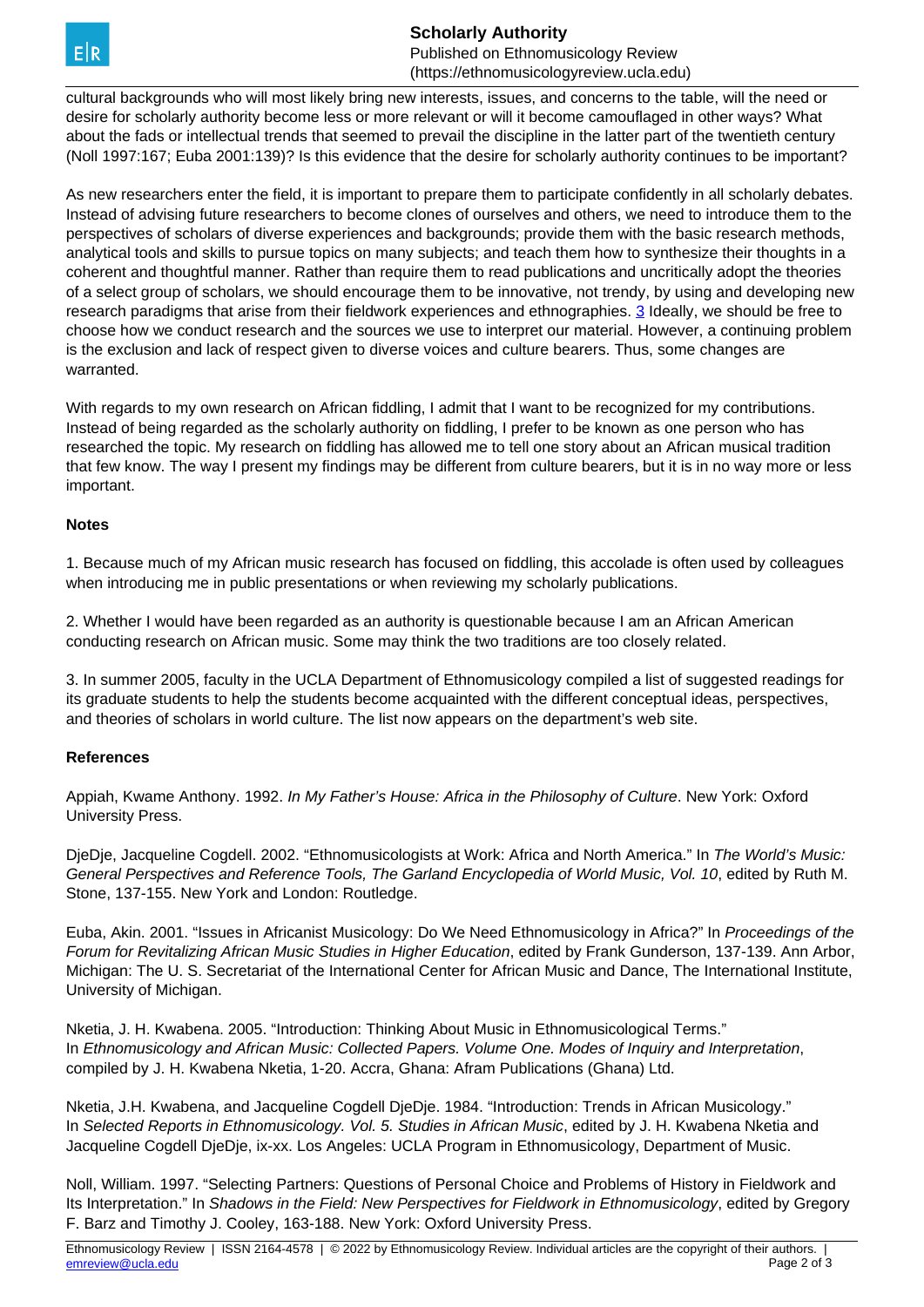cultural backgrounds who will most likely bring new interests, issues, and concerns to the table, will the need or desire for scholarly authority become less or more relevant or will it become camouflaged in other ways? What about the fads or intellectual trends that seemed to prevail the discipline in the latter part of the twentieth century (Noll 1997:167; Euba 2001:139)? Is this evidence that the desire for scholarly authority continues to be important?

As new researchers enter the field, it is important to prepare them to participate confidently in all scholarly debates. Instead of advising future researchers to become clones of ourselves and others, we need to introduce them to the perspectives of scholars of diverse experiences and backgrounds; provide them with the basic research methods, analytical tools and skills to pursue topics on many subjects; and teach them how to synthesize their thoughts in a coherent and thoughtful manner. Rather than require them to read publications and uncritically adopt the theories of a select group of scholars, we should encourage them to be innovative, not trendy, by using and developing new research paradigms that arise from their fieldwork experiences and ethnographies. [3] Ideally, we should be free to choose how we conduct research and the sources we use to interpret our material. However, a continuing problem is the exclusion and lack of respect given to diverse voices and culture bearers. Thus, some changes are warranted.

With regards to my own research on African fiddling, I admit that I want to be recognized for my contributions. Instead of being regarded as the scholarly authority on fiddling, I prefer to be known as one person who has researched the topic. My research on fiddling has allowed me to tell one story about an African musical tradition that few know. The way I present my findings may be different from culture bearers, but it is in no way more or less important.

**Notes**

1. Because much of my African music research has focused on fiddling, this accolade is often used by colleagues when introducing me in public presentations or when reviewing my scholarly publications.

2. Whether I would have been regarded as an authority is questionable because I am an African American conducting research on African music. Some may think the two traditions are too closely related.

3. In summer 2005, faculty in the UCLA Department of Ethnomusicology compiled a list of suggested readings for its graduate students to help the students become acquainted with the different conceptual ideas, perspectives, and theories of scholars in world culture. The list now appears on the department's web site.

**References**

Appiah, Kwame Anthony. 1992. *In My Father's House: Africa in the Philosophy of Culture*. New York: Oxford University Press.

DjeDje, Jacqueline Cogdell. 2002. "Ethnomusicologists at Work: Africa and North America." In *The World's Music: General Perspectives and Reference Tools, The Garland Encyclopedia of World Music, Vol. 10*, edited by Ruth M. Stone, 137-155. New York and London: Routledge.

Euba, Akin. 2001. "Issues in Africanist Musicology: Do We Need Ethnomusicology in Africa?" In *Proceedings of the Forum for Revitalizing African Music Studies in Higher Education*, edited by Frank Gunderson, 137-139. Ann Arbor, Michigan: The U. S. Secretariat of the International Center for African Music and Dance, The International Institute, University of Michigan.

Nketia, J. H. Kwabena. 2005. "Introduction: Thinking About Music in Ethnomusicological Terms." In *Ethnomusicology and African Music: Collected Papers. Volume One. Modes of Inquiry and Interpretation*, compiled by J. H. Kwabena Nketia, 1-20. Accra, Ghana: Afram Publications (Ghana) Ltd.

Nketia, J.H. Kwabena, and Jacqueline Cogdell DjeDje. 1984. "Introduction: Trends in African Musicology." In *Selected Reports in Ethnomusicology. Vol. 5. Studies in African Music*, edited by J. H. Kwabena Nketia and Jacqueline Cogdell DjeDje, ix-xx. Los Angeles: UCLA Program in Ethnomusicology, Department of Music.

Noll, William. 1997. "Selecting Partners: Questions of Personal Choice and Problems of History in Fieldwork and Its Interpretation." In *Shadows in the Field: New Perspectives for Fieldwork in Ethnomusicology*, edited by Gregory F. Barz and Timothy J. Cooley, 163-188. New York: Oxford University Press.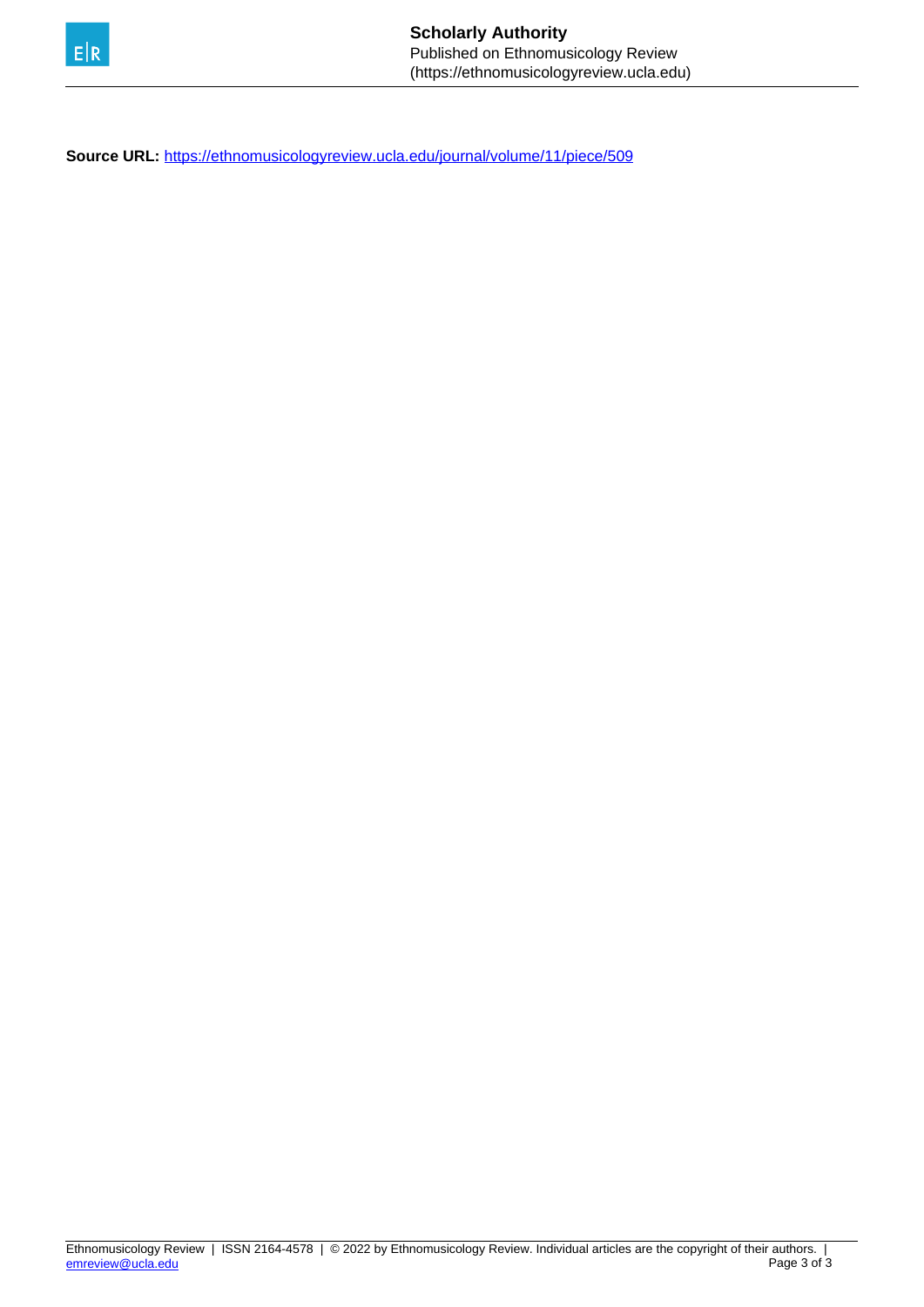**Source URL:** https://ethnomusicologyreview.ucla.edu/journal/volume/11/piece/509